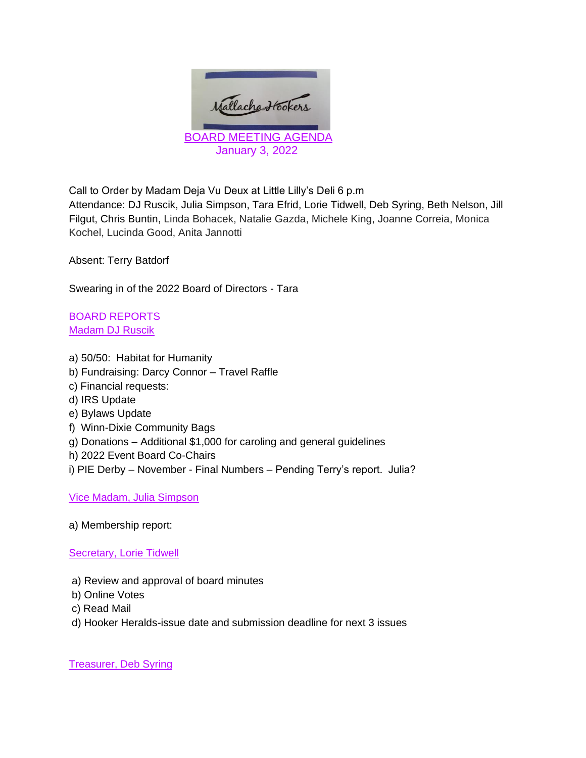Matlacha Hookers

# BOARD MEETING AGENDA

January 3, 2022

Call to Order by Madam Deja Vu Deux at Little Lilly's Deli 6 p.m

Attendance: DJ Ruscik, Julia Simpson, Tara Efrid, Lorie Tidwell, Deb Syring, Beth Nelson, Jill Filgut, Chris Buntin, Linda Bohacek, Natalie Gazda, Michele King, Joanne Correia, Monica Kochel, Lucinda Good, Anita Jannotti

Absent: Terry Batdorf

Swearing in of the 2022 Board of Directors - Tara

## BOARD REPORTS

### Madam DJ Ruscik

a) 50/50: Habitat for Humanity
b) Fundraising: Darcy Connor – Travel Raffle
c) Financial requests:
d) IRS Update
e) Bylaws Update
f) Winn-Dixie Community Bags
g) Donations – Additional $1,000 for caroling and general guidelines
h) 2022 Event Board Co-Chairs
i) PIE Derby – November - Final Numbers – Pending Terry's report. Julia?

### Vice Madam, Julia Simpson

a) Membership report:

### Secretary, Lorie Tidwell

a) Review and approval of board minutes
b) Online Votes
c) Read Mail
d) Hooker Heralds-issue date and submission deadline for next 3 issues

### Treasurer, Deb Syring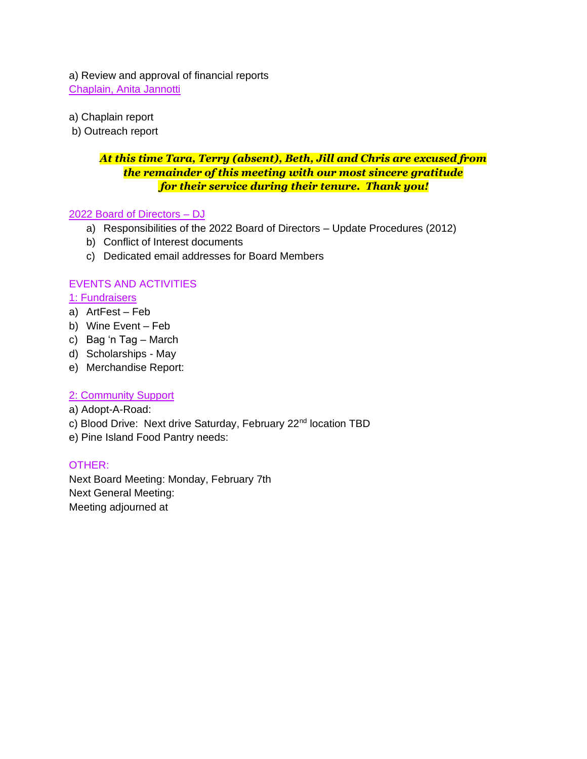a) Review and approval of financial reports

Chaplain, Anita Jannotti

a) Chaplain report

b) Outreach report

***At this time Tara, Terry (absent), Beth, Jill and Chris are excused from the remainder of this meeting with our most sincere gratitude for their service during their tenure. Thank you!***

2022 Board of Directors – DJ

a) Responsibilities of the 2022 Board of Directors – Update Procedures (2012)
b) Conflict of Interest documents
c) Dedicated email addresses for Board Members

EVENTS AND ACTIVITIES

1: Fundraisers

a) ArtFest – Feb
b) Wine Event – Feb
c) Bag 'n Tag – March
d) Scholarships - May
e) Merchandise Report:

2: Community Support

a) Adopt-A-Road:

c) Blood Drive: Next drive Saturday, February 22nd location TBD

e) Pine Island Food Pantry needs:

OTHER:

Next Board Meeting: Monday, February 7th

Next General Meeting:

Meeting adjourned at